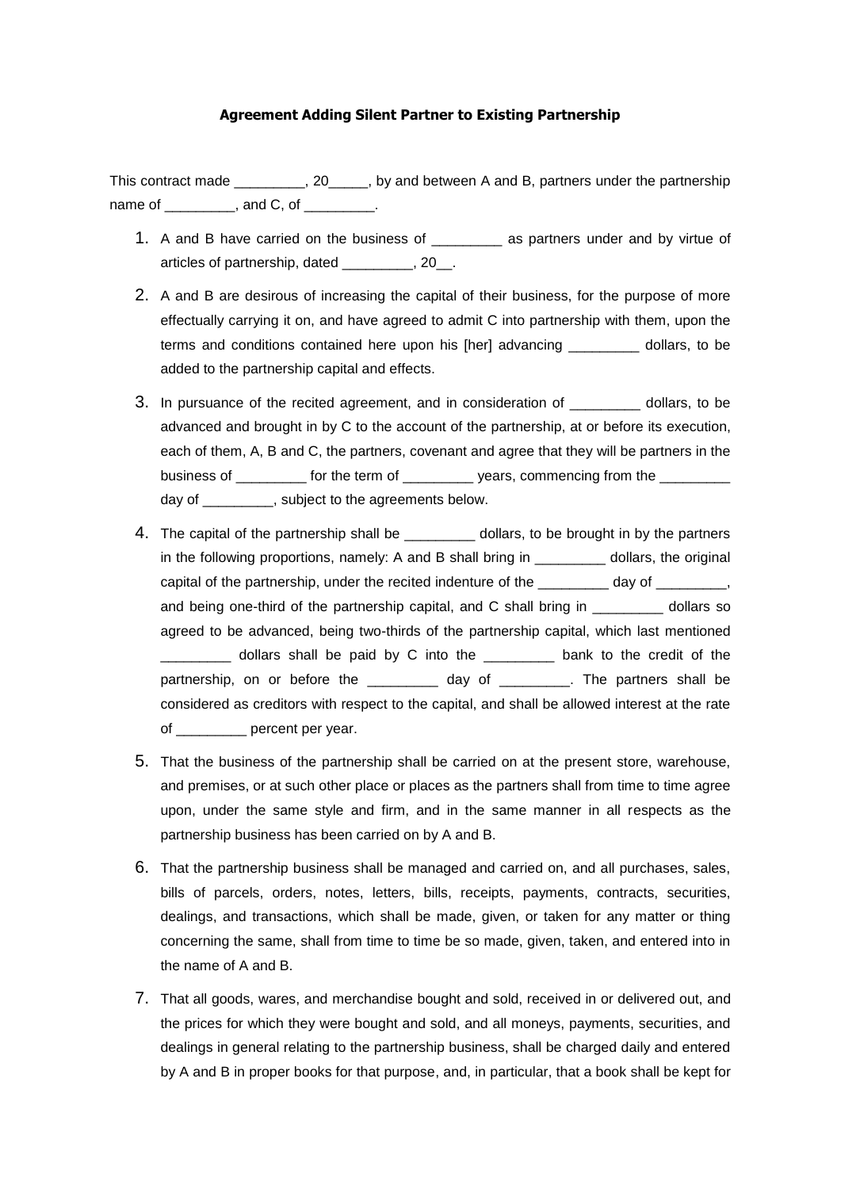**Agreement Adding Silent Partner to Existing Partnership**

This contract made _________, 20_____, by and between A and B, partners under the partnership name of _________, and C, of _________.

1. A and B have carried on the business of _________ as partners under and by virtue of articles of partnership, dated _________, 20__.

2. A and B are desirous of increasing the capital of their business, for the purpose of more effectually carrying it on, and have agreed to admit C into partnership with them, upon the terms and conditions contained here upon his [her] advancing _________ dollars, to be added to the partnership capital and effects.

3. In pursuance of the recited agreement, and in consideration of _________ dollars, to be advanced and brought in by C to the account of the partnership, at or before its execution, each of them, A, B and C, the partners, covenant and agree that they will be partners in the business of _________ for the term of _________ years, commencing from the _________ day of _________, subject to the agreements below.

4. The capital of the partnership shall be _________ dollars, to be brought in by the partners in the following proportions, namely: A and B shall bring in _________ dollars, the original capital of the partnership, under the recited indenture of the _________ day of _________, and being one-third of the partnership capital, and C shall bring in _________ dollars so agreed to be advanced, being two-thirds of the partnership capital, which last mentioned _________ dollars shall be paid by C into the _________ bank to the credit of the partnership, on or before the _________ day of _________. The partners shall be considered as creditors with respect to the capital, and shall be allowed interest at the rate of _________ percent per year.

5. That the business of the partnership shall be carried on at the present store, warehouse, and premises, or at such other place or places as the partners shall from time to time agree upon, under the same style and firm, and in the same manner in all respects as the partnership business has been carried on by A and B.

6. That the partnership business shall be managed and carried on, and all purchases, sales, bills of parcels, orders, notes, letters, bills, receipts, payments, contracts, securities, dealings, and transactions, which shall be made, given, or taken for any matter or thing concerning the same, shall from time to time be so made, given, taken, and entered into in the name of A and B.

7. That all goods, wares, and merchandise bought and sold, received in or delivered out, and the prices for which they were bought and sold, and all moneys, payments, securities, and dealings in general relating to the partnership business, shall be charged daily and entered by A and B in proper books for that purpose, and, in particular, that a book shall be kept for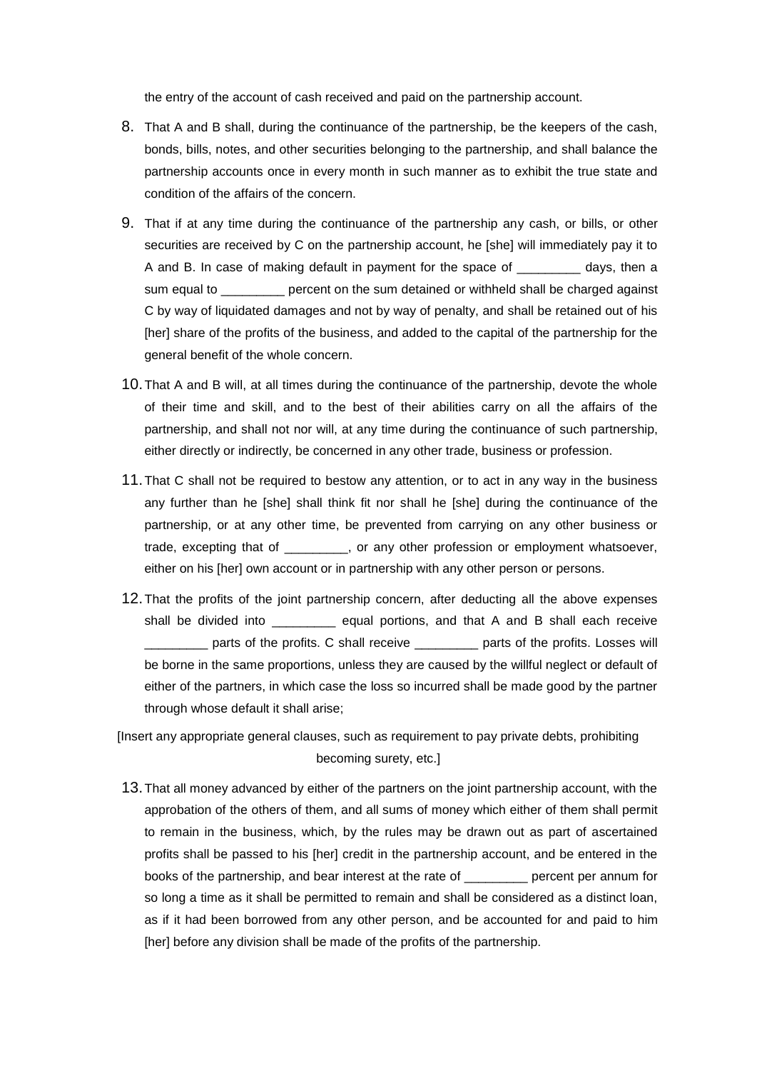the entry of the account of cash received and paid on the partnership account.

8. That A and B shall, during the continuance of the partnership, be the keepers of the cash, bonds, bills, notes, and other securities belonging to the partnership, and shall balance the partnership accounts once in every month in such manner as to exhibit the true state and condition of the affairs of the concern.

9. That if at any time during the continuance of the partnership any cash, or bills, or other securities are received by C on the partnership account, he [she] will immediately pay it to A and B. In case of making default in payment for the space of _________ days, then a sum equal to _________ percent on the sum detained or withheld shall be charged against C by way of liquidated damages and not by way of penalty, and shall be retained out of his [her] share of the profits of the business, and added to the capital of the partnership for the general benefit of the whole concern.

10. That A and B will, at all times during the continuance of the partnership, devote the whole of their time and skill, and to the best of their abilities carry on all the affairs of the partnership, and shall not nor will, at any time during the continuance of such partnership, either directly or indirectly, be concerned in any other trade, business or profession.

11. That C shall not be required to bestow any attention, or to act in any way in the business any further than he [she] shall think fit nor shall he [she] during the continuance of the partnership, or at any other time, be prevented from carrying on any other business or trade, excepting that of _________, or any other profession or employment whatsoever, either on his [her] own account or in partnership with any other person or persons.

12. That the profits of the joint partnership concern, after deducting all the above expenses shall be divided into _________ equal portions, and that A and B shall each receive _________ parts of the profits. C shall receive _________ parts of the profits. Losses will be borne in the same proportions, unless they are caused by the willful neglect or default of either of the partners, in which case the loss so incurred shall be made good by the partner through whose default it shall arise;

[Insert any appropriate general clauses, such as requirement to pay private debts, prohibiting becoming surety, etc.]

13. That all money advanced by either of the partners on the joint partnership account, with the approbation of the others of them, and all sums of money which either of them shall permit to remain in the business, which, by the rules may be drawn out as part of ascertained profits shall be passed to his [her] credit in the partnership account, and be entered in the books of the partnership, and bear interest at the rate of _________ percent per annum for so long a time as it shall be permitted to remain and shall be considered as a distinct loan, as if it had been borrowed from any other person, and be accounted for and paid to him [her] before any division shall be made of the profits of the partnership.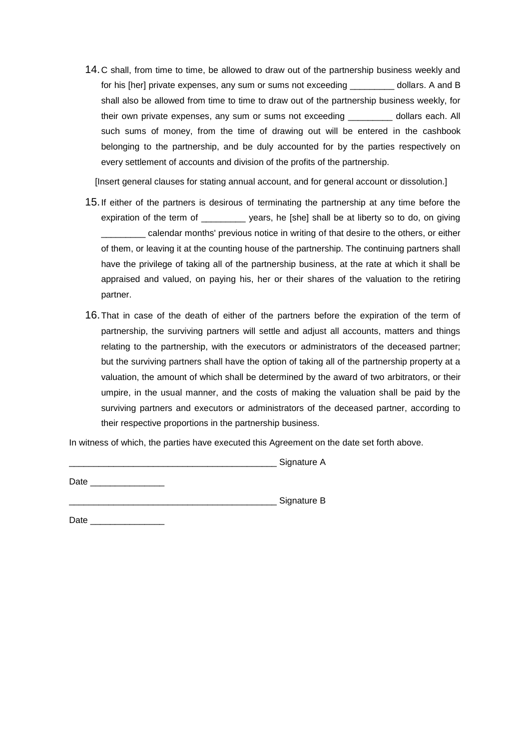14. C shall, from time to time, be allowed to draw out of the partnership business weekly and for his [her] private expenses, any sum or sums not exceeding _________ dollars. A and B shall also be allowed from time to time to draw out of the partnership business weekly, for their own private expenses, any sum or sums not exceeding _________ dollars each. All such sums of money, from the time of drawing out will be entered in the cashbook belonging to the partnership, and be duly accounted for by the parties respectively on every settlement of accounts and division of the profits of the partnership.

[Insert general clauses for stating annual account, and for general account or dissolution.]

15. If either of the partners is desirous of terminating the partnership at any time before the expiration of the term of _________ years, he [she] shall be at liberty so to do, on giving _________ calendar months' previous notice in writing of that desire to the others, or either of them, or leaving it at the counting house of the partnership. The continuing partners shall have the privilege of taking all of the partnership business, at the rate at which it shall be appraised and valued, on paying his, her or their shares of the valuation to the retiring partner.

16. That in case of the death of either of the partners before the expiration of the term of partnership, the surviving partners will settle and adjust all accounts, matters and things relating to the partnership, with the executors or administrators of the deceased partner; but the surviving partners shall have the option of taking all of the partnership property at a valuation, the amount of which shall be determined by the award of two arbitrators, or their umpire, in the usual manner, and the costs of making the valuation shall be paid by the surviving partners and executors or administrators of the deceased partner, according to their respective proportions in the partnership business.

In witness of which, the parties have executed this Agreement on the date set forth above.

__________________________________________ Signature A

Date _______________

__________________________________________ Signature B

Date _______________